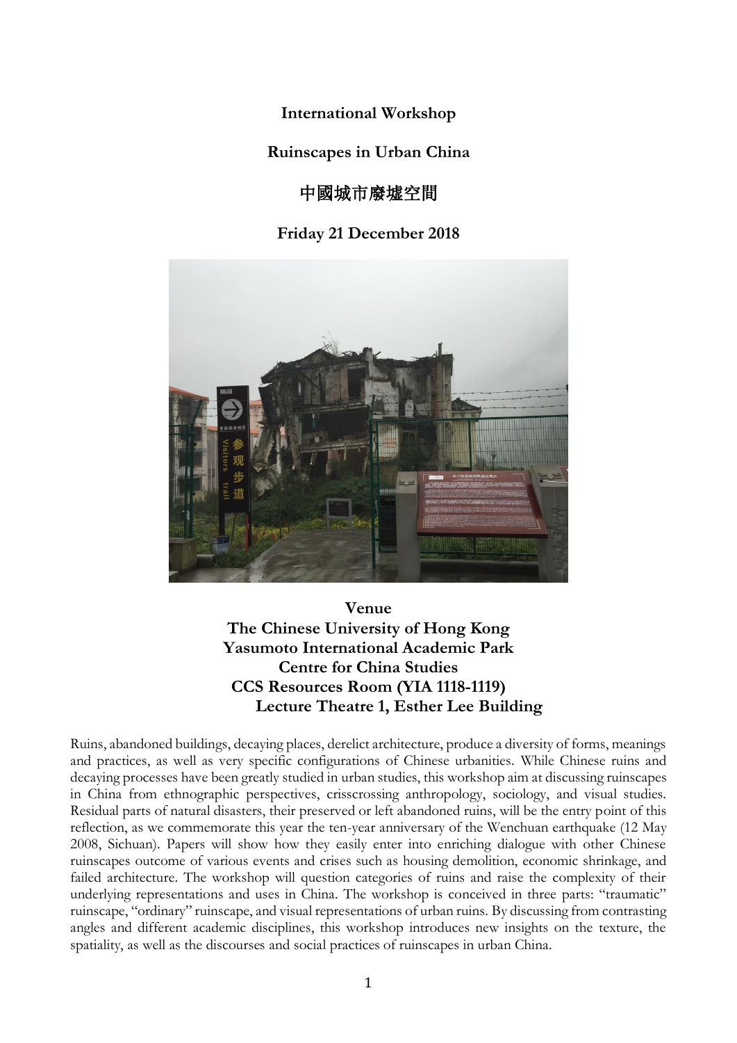**International Workshop**

# Ruinscapes in Urban China

# 中國城市廢墟空間

**Friday 21 December 2018**

**Venue**
**The Chinese University of Hong Kong**
**Yasumoto International Academic Park**
**Centre for China Studies**
**CCS Resources Room (YIA 1118-1119)**
**Lecture Theatre 1, Esther Lee Building**

Ruins, abandoned buildings, decaying places, derelict architecture, produce a diversity of forms, meanings and practices, as well as very specific configurations of Chinese urbanities. While Chinese ruins and decaying processes have been greatly studied in urban studies, this workshop aim at discussing ruinscapes in China from ethnographic perspectives, crisscrossing anthropology, sociology, and visual studies. Residual parts of natural disasters, their preserved or left abandoned ruins, will be the entry point of this reflection, as we commemorate this year the ten-year anniversary of the Wenchuan earthquake (12 May 2008, Sichuan). Papers will show how they easily enter into enriching dialogue with other Chinese ruinscapes outcome of various events and crises such as housing demolition, economic shrinkage, and failed architecture. The workshop will question categories of ruins and raise the complexity of their underlying representations and uses in China. The workshop is conceived in three parts: "traumatic" ruinscape, "ordinary" ruinscape, and visual representations of urban ruins. By discussing from contrasting angles and different academic disciplines, this workshop introduces new insights on the texture, the spatiality, as well as the discourses and social practices of ruinscapes in urban China.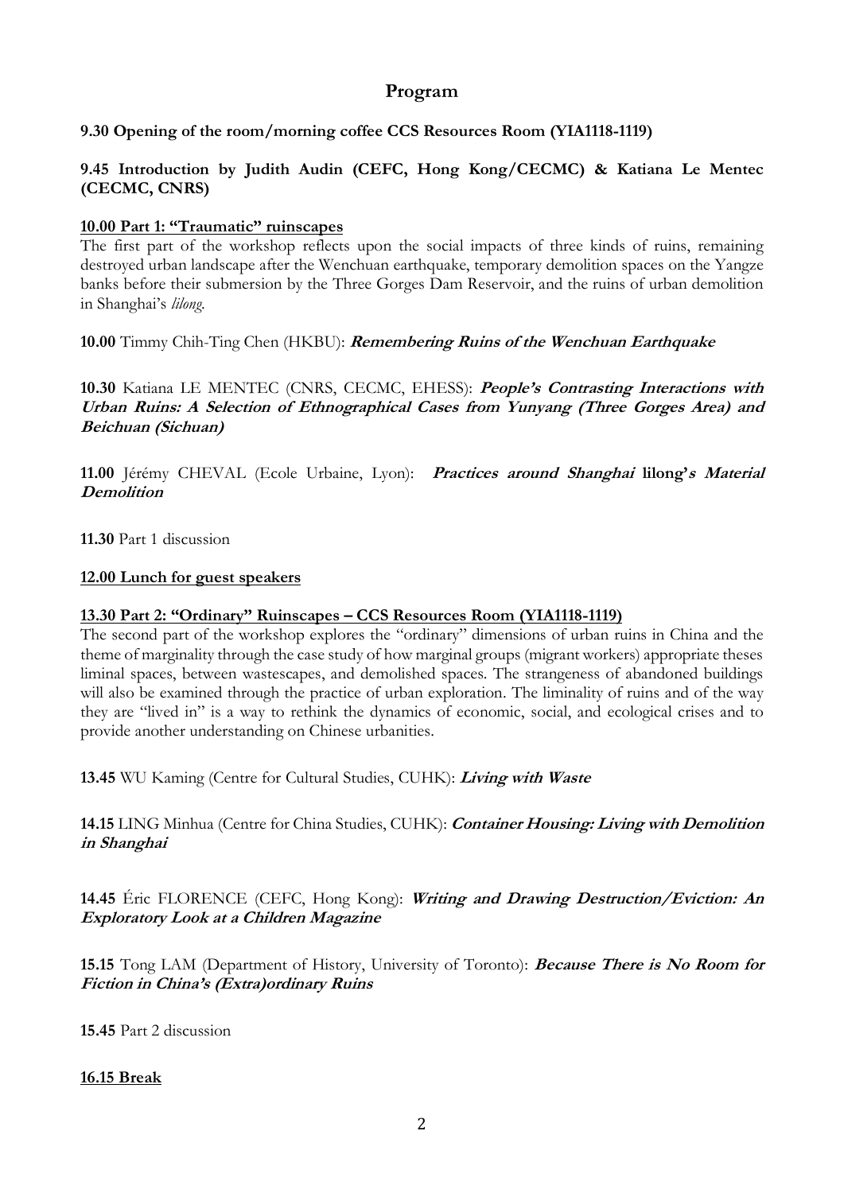# Program

**9.30 Opening of the room/morning coffee CCS Resources Room (YIA1118-1119)**

**9.45 Introduction by Judith Audin (CEFC, Hong Kong/CECMC) & Katiana Le Mentec (CECMC, CNRS)**

## 10.00 Part 1: "Traumatic" ruinscapes

The first part of the workshop reflects upon the social impacts of three kinds of ruins, remaining destroyed urban landscape after the Wenchuan earthquake, temporary demolition spaces on the Yangze banks before their submersion by the Three Gorges Dam Reservoir, and the ruins of urban demolition in Shanghai's *lilong*.

**10.00** Timmy Chih-Ting Chen (HKBU): ***Remembering Ruins of the Wenchuan Earthquake***

**10.30** Katiana LE MENTEC (CNRS, CECMC, EHESS): ***People's Contrasting Interactions with Urban Ruins: A Selection of Ethnographical Cases from Yunyang (Three Gorges Area) and Beichuan (Sichuan)***

**11.00** Jérémy CHEVAL (Ecole Urbaine, Lyon): ***Practices around Shanghai* lilong*'s Material Demolition***

**11.30** Part 1 discussion

**12.00 Lunch for guest speakers**

## 13.30 Part 2: "Ordinary" Ruinscapes – CCS Resources Room (YIA1118-1119)

The second part of the workshop explores the "ordinary" dimensions of urban ruins in China and the theme of marginality through the case study of how marginal groups (migrant workers) appropriate theses liminal spaces, between wastescapes, and demolished spaces. The strangeness of abandoned buildings will also be examined through the practice of urban exploration. The liminality of ruins and of the way they are "lived in" is a way to rethink the dynamics of economic, social, and ecological crises and to provide another understanding on Chinese urbanities.

**13.45** WU Kaming (Centre for Cultural Studies, CUHK): ***Living with Waste***

**14.15** LING Minhua (Centre for China Studies, CUHK): ***Container Housing: Living with Demolition in Shanghai***

**14.45** Éric FLORENCE (CEFC, Hong Kong): ***Writing and Drawing Destruction/Eviction: An Exploratory Look at a Children Magazine***

**15.15** Tong LAM (Department of History, University of Toronto): ***Because There is No Room for Fiction in China's (Extra)ordinary Ruins***

**15.45** Part 2 discussion

**16.15 Break**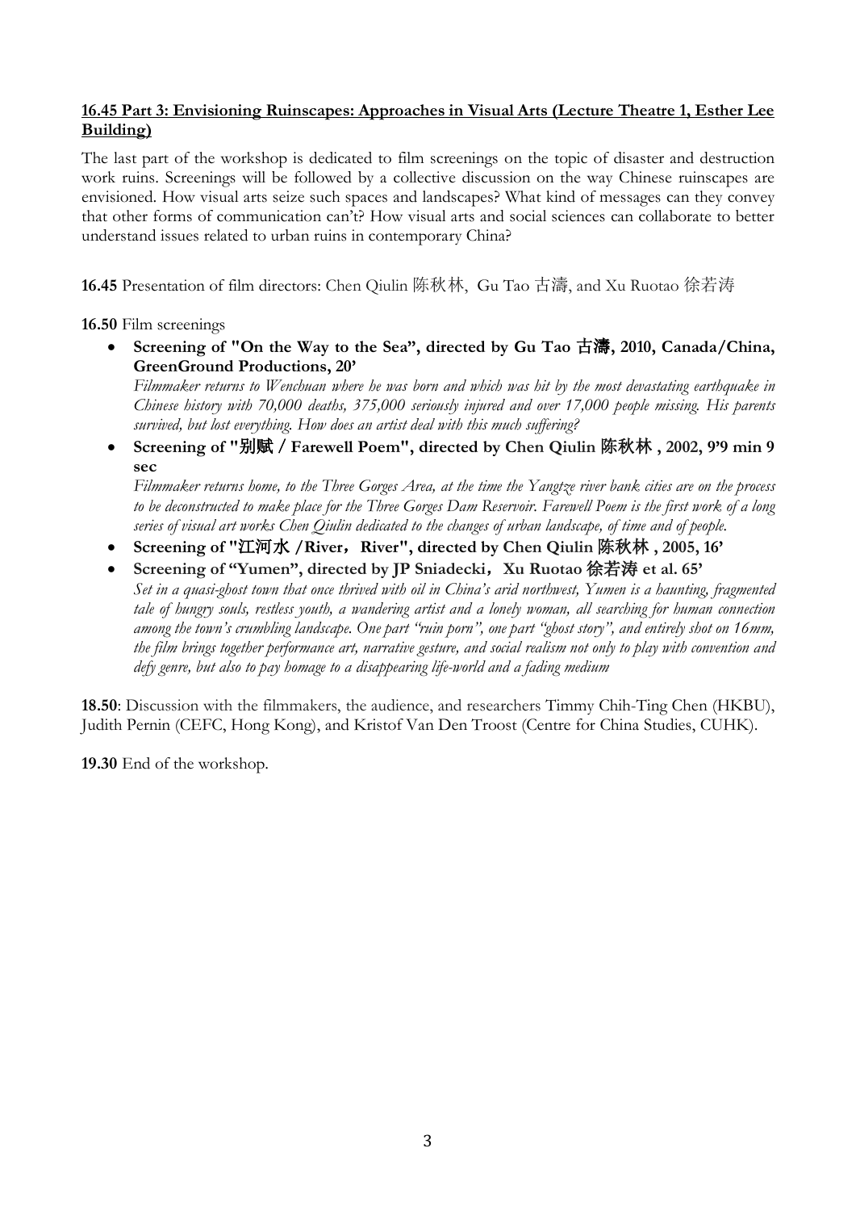**16.45 Part 3: Envisioning Ruinscapes: Approaches in Visual Arts (Lecture Theatre 1, Esther Lee Building)**

The last part of the workshop is dedicated to film screenings on the topic of disaster and destruction work ruins. Screenings will be followed by a collective discussion on the way Chinese ruinscapes are envisioned. How visual arts seize such spaces and landscapes? What kind of messages can they convey that other forms of communication can't? How visual arts and social sciences can collaborate to better understand issues related to urban ruins in contemporary China?

**16.45** Presentation of film directors: Chen Qiulin 陈秋林, Gu Tao 古濤, and Xu Ruotao 徐若涛

**16.50** Film screenings

- **Screening of "On the Way to the Sea", directed by Gu Tao 古濤, 2010, Canada/China, GreenGround Productions, 20'**
  *Filmmaker returns to Wenchuan where he was born and which was hit by the most devastating earthquake in Chinese history with 70,000 deaths, 375,000 seriously injured and over 17,000 people missing. His parents survived, but lost everything. How does an artist deal with this much suffering?*
- **Screening of "别赋 / Farewell Poem", directed by Chen Qiulin 陈秋林 , 2002, 9'9 min 9 sec**
  *Filmmaker returns home, to the Three Gorges Area, at the time the Yangtze river bank cities are on the process to be deconstructed to make place for the Three Gorges Dam Reservoir. Farewell Poem is the first work of a long series of visual art works Chen Qiulin dedicated to the changes of urban landscape, of time and of people.*
- **Screening of "江河水 /River，River", directed by Chen Qiulin 陈秋林 , 2005, 16'**
- **Screening of "Yumen", directed by JP Sniadecki，Xu Ruotao 徐若涛 et al. 65'**
  *Set in a quasi-ghost town that once thrived with oil in China's arid northwest, Yumen is a haunting, fragmented tale of hungry souls, restless youth, a wandering artist and a lonely woman, all searching for human connection among the town's crumbling landscape. One part "ruin porn", one part "ghost story", and entirely shot on 16mm, the film brings together performance art, narrative gesture, and social realism not only to play with convention and defy genre, but also to pay homage to a disappearing life-world and a fading medium*

**18.50**: Discussion with the filmmakers, the audience, and researchers Timmy Chih-Ting Chen (HKBU), Judith Pernin (CEFC, Hong Kong), and Kristof Van Den Troost (Centre for China Studies, CUHK).

**19.30** End of the workshop.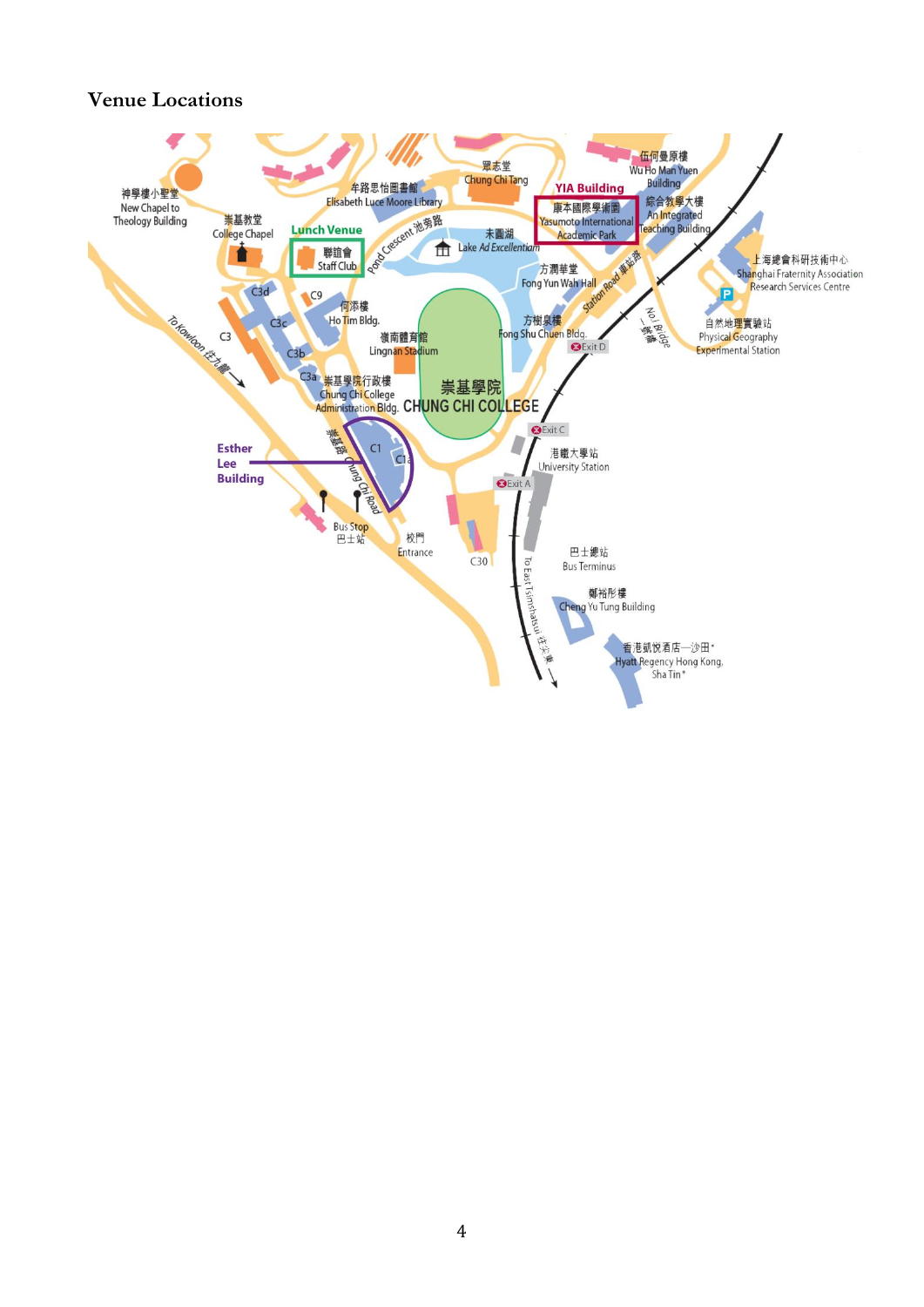## Venue Locations

神學樓小聖堂
New Chapel to Theology Building

崇基教堂
College Chapel

牟路思怡圖書館
Elisabeth Luce Moore Library

眾志堂
Chung Chi Tang

YIA Building
康本國際學術園
Yasumoto International Academic Park

伍何曼原樓
Wu Ho Man Yuen Building

綜合教學大樓
An Integrated Teaching Building

Lunch Venue
聯誼會
Staff Club

池旁路
Pond Crescent

未圓湖
Lake Ad Excellentiam

方潤華堂
Fong Yun Wah Hall

車站路
Station Road

上海總會科研技術中心
Shanghai Fraternity Association Research Services Centre

自然地理實驗站
Physical Geography Experimental Station

一號橋
No.1 Bridge

C3d
C9
何添樓
Ho Tim Bldg.
C3c
C3
C3b
嶺南體育館
Lingnan Stadium
方樹泉樓
Fong Shu Chuen Bldg.
Exit D

To Kowloon 往九龍

C3a
崇基學院行政樓
Chung Chi College Administration Bldg.

崇基學院
CHUNG CHI COLLEGE

Exit C
港鐵大學站
University Station

Esther Lee Building

C1
C1a
崇基路
Chung Chi Road

Exit A

Bus Stop
巴士站

校門
Entrance

C30

巴士總站
Bus Terminus

To East Tsimshatsui 往尖東

鄭裕彤樓
Cheng Yu Tung Building

香港凱悅酒店—沙田*
Hyatt Regency Hong Kong, Sha Tin*